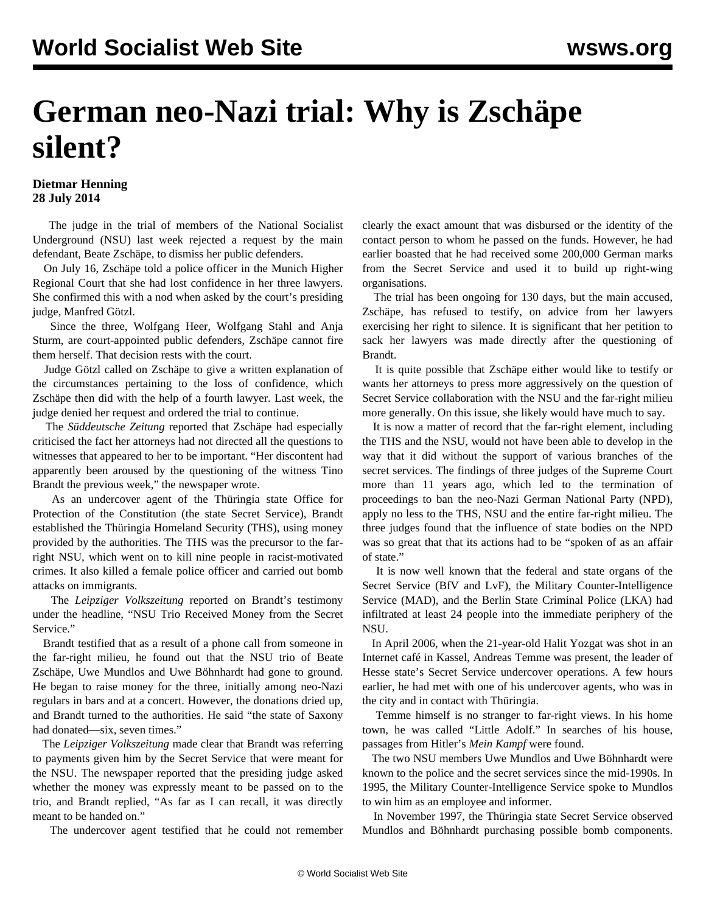# German neo-Nazi trial: Why is Zschäpe silent?

**Dietmar Henning**
**28 July 2014**

The judge in the trial of members of the National Socialist Underground (NSU) last week rejected a request by the main defendant, Beate Zschäpe, to dismiss her public defenders.

On July 16, Zschäpe told a police officer in the Munich Higher Regional Court that she had lost confidence in her three lawyers. She confirmed this with a nod when asked by the court's presiding judge, Manfred Götzl.

Since the three, Wolfgang Heer, Wolfgang Stahl and Anja Sturm, are court-appointed public defenders, Zschäpe cannot fire them herself. That decision rests with the court.

Judge Götzl called on Zschäpe to give a written explanation of the circumstances pertaining to the loss of confidence, which Zschäpe then did with the help of a fourth lawyer. Last week, the judge denied her request and ordered the trial to continue.

The *Süddeutsche Zeitung* reported that Zschäpe had especially criticised the fact her attorneys had not directed all the questions to witnesses that appeared to her to be important. "Her discontent had apparently been aroused by the questioning of the witness Tino Brandt the previous week," the newspaper wrote.

As an undercover agent of the Thüringia state Office for Protection of the Constitution (the state Secret Service), Brandt established the Thüringia Homeland Security (THS), using money provided by the authorities. The THS was the precursor to the far-right NSU, which went on to kill nine people in racist-motivated crimes. It also killed a female police officer and carried out bomb attacks on immigrants.

The *Leipziger Volkszeitung* reported on Brandt's testimony under the headline, "NSU Trio Received Money from the Secret Service."

Brandt testified that as a result of a phone call from someone in the far-right milieu, he found out that the NSU trio of Beate Zschäpe, Uwe Mundlos and Uwe Böhnhardt had gone to ground. He began to raise money for the three, initially among neo-Nazi regulars in bars and at a concert. However, the donations dried up, and Brandt turned to the authorities. He said "the state of Saxony had donated—six, seven times."

The *Leipziger Volkszeitung* made clear that Brandt was referring to payments given him by the Secret Service that were meant for the NSU. The newspaper reported that the presiding judge asked whether the money was expressly meant to be passed on to the trio, and Brandt replied, "As far as I can recall, it was directly meant to be handed on."

The undercover agent testified that he could not remember clearly the exact amount that was disbursed or the identity of the contact person to whom he passed on the funds. However, he had earlier boasted that he had received some 200,000 German marks from the Secret Service and used it to build up right-wing organisations.

The trial has been ongoing for 130 days, but the main accused, Zschäpe, has refused to testify, on advice from her lawyers exercising her right to silence. It is significant that her petition to sack her lawyers was made directly after the questioning of Brandt.

It is quite possible that Zschäpe either would like to testify or wants her attorneys to press more aggressively on the question of Secret Service collaboration with the NSU and the far-right milieu more generally. On this issue, she likely would have much to say.

It is now a matter of record that the far-right element, including the THS and the NSU, would not have been able to develop in the way that it did without the support of various branches of the secret services. The findings of three judges of the Supreme Court more than 11 years ago, which led to the termination of proceedings to ban the neo-Nazi German National Party (NPD), apply no less to the THS, NSU and the entire far-right milieu. The three judges found that the influence of state bodies on the NPD was so great that that its actions had to be "spoken of as an affair of state."

It is now well known that the federal and state organs of the Secret Service (BfV and LvF), the Military Counter-Intelligence Service (MAD), and the Berlin State Criminal Police (LKA) had infiltrated at least 24 people into the immediate periphery of the NSU.

In April 2006, when the 21-year-old Halit Yozgat was shot in an Internet café in Kassel, Andreas Temme was present, the leader of Hesse state's Secret Service undercover operations. A few hours earlier, he had met with one of his undercover agents, who was in the city and in contact with Thüringia.

Temme himself is no stranger to far-right views. In his home town, he was called "Little Adolf." In searches of his house, passages from Hitler's *Mein Kampf* were found.

The two NSU members Uwe Mundlos and Uwe Böhnhardt were known to the police and the secret services since the mid-1990s. In 1995, the Military Counter-Intelligence Service spoke to Mundlos to win him as an employee and informer.

In November 1997, the Thüringia state Secret Service observed Mundlos and Böhnhardt purchasing possible bomb components.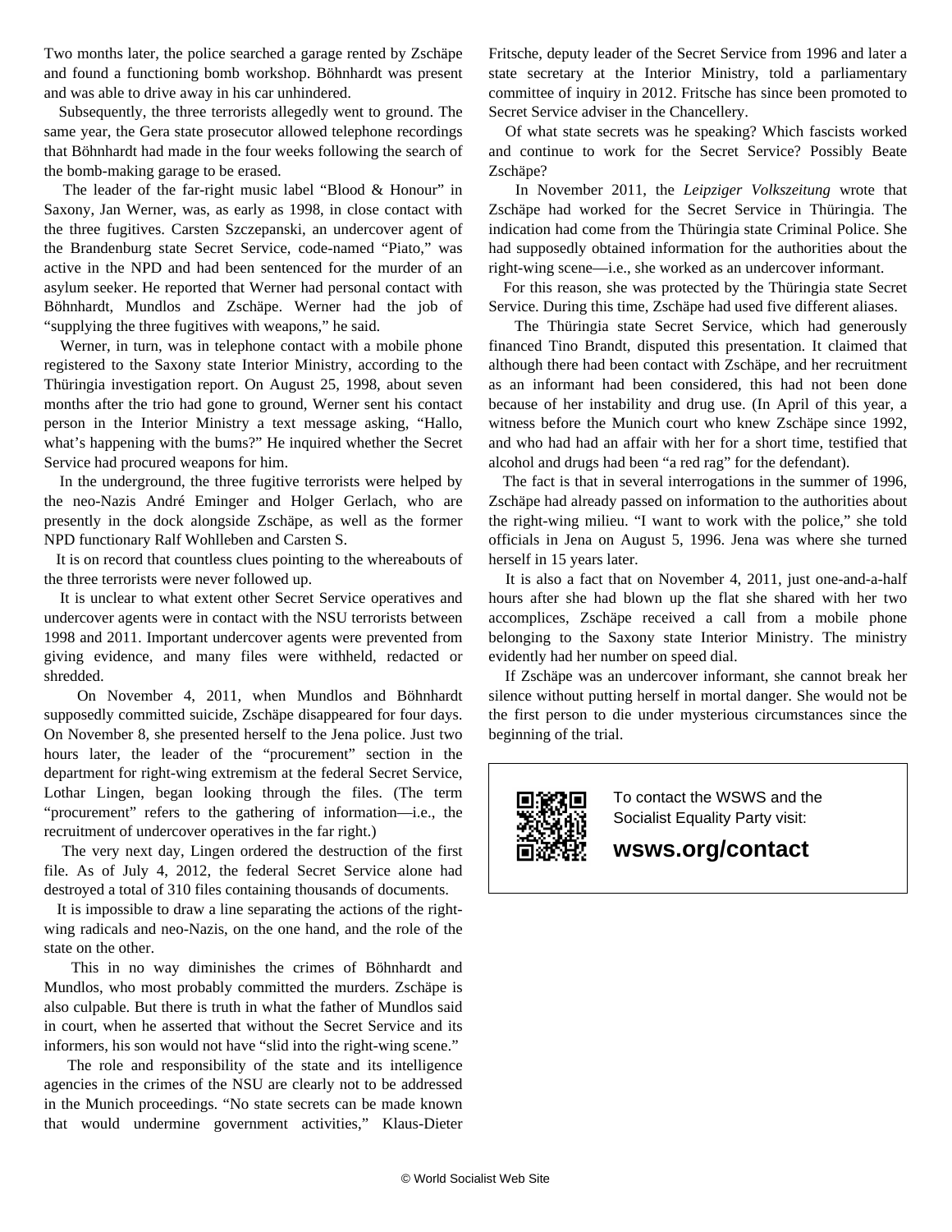Two months later, the police searched a garage rented by Zschäpe and found a functioning bomb workshop. Böhnhardt was present and was able to drive away in his car unhindered.

Subsequently, the three terrorists allegedly went to ground. The same year, the Gera state prosecutor allowed telephone recordings that Böhnhardt had made in the four weeks following the search of the bomb-making garage to be erased.

The leader of the far-right music label "Blood & Honour" in Saxony, Jan Werner, was, as early as 1998, in close contact with the three fugitives. Carsten Szczepanski, an undercover agent of the Brandenburg state Secret Service, code-named "Piato," was active in the NPD and had been sentenced for the murder of an asylum seeker. He reported that Werner had personal contact with Böhnhardt, Mundlos and Zschäpe. Werner had the job of "supplying the three fugitives with weapons," he said.

Werner, in turn, was in telephone contact with a mobile phone registered to the Saxony state Interior Ministry, according to the Thüringia investigation report. On August 25, 1998, about seven months after the trio had gone to ground, Werner sent his contact person in the Interior Ministry a text message asking, "Hallo, what's happening with the bums?" He inquired whether the Secret Service had procured weapons for him.

In the underground, the three fugitive terrorists were helped by the neo-Nazis André Eminger and Holger Gerlach, who are presently in the dock alongside Zschäpe, as well as the former NPD functionary Ralf Wohlleben and Carsten S.

It is on record that countless clues pointing to the whereabouts of the three terrorists were never followed up.

It is unclear to what extent other Secret Service operatives and undercover agents were in contact with the NSU terrorists between 1998 and 2011. Important undercover agents were prevented from giving evidence, and many files were withheld, redacted or shredded.

On November 4, 2011, when Mundlos and Böhnhardt supposedly committed suicide, Zschäpe disappeared for four days. On November 8, she presented herself to the Jena police. Just two hours later, the leader of the "procurement" section in the department for right-wing extremism at the federal Secret Service, Lothar Lingen, began looking through the files. (The term "procurement" refers to the gathering of information—i.e., the recruitment of undercover operatives in the far right.)

The very next day, Lingen ordered the destruction of the first file. As of July 4, 2012, the federal Secret Service alone had destroyed a total of 310 files containing thousands of documents.

It is impossible to draw a line separating the actions of the right-wing radicals and neo-Nazis, on the one hand, and the role of the state on the other.

This in no way diminishes the crimes of Böhnhardt and Mundlos, who most probably committed the murders. Zschäpe is also culpable. But there is truth in what the father of Mundlos said in court, when he asserted that without the Secret Service and its informers, his son would not have "slid into the right-wing scene."

The role and responsibility of the state and its intelligence agencies in the crimes of the NSU are clearly not to be addressed in the Munich proceedings. "No state secrets can be made known that would undermine government activities," Klaus-Dieter Fritsche, deputy leader of the Secret Service from 1996 and later a state secretary at the Interior Ministry, told a parliamentary committee of inquiry in 2012. Fritsche has since been promoted to Secret Service adviser in the Chancellery.

Of what state secrets was he speaking? Which fascists worked and continue to work for the Secret Service? Possibly Beate Zschäpe?

In November 2011, the *Leipziger Volkszeitung* wrote that Zschäpe had worked for the Secret Service in Thüringia. The indication had come from the Thüringia state Criminal Police. She had supposedly obtained information for the authorities about the right-wing scene—i.e., she worked as an undercover informant.

For this reason, she was protected by the Thüringia state Secret Service. During this time, Zschäpe had used five different aliases.

The Thüringia state Secret Service, which had generously financed Tino Brandt, disputed this presentation. It claimed that although there had been contact with Zschäpe, and her recruitment as an informant had been considered, this had not been done because of her instability and drug use. (In April of this year, a witness before the Munich court who knew Zschäpe since 1992, and who had had an affair with her for a short time, testified that alcohol and drugs had been "a red rag" for the defendant).

The fact is that in several interrogations in the summer of 1996, Zschäpe had already passed on information to the authorities about the right-wing milieu. "I want to work with the police," she told officials in Jena on August 5, 1996. Jena was where she turned herself in 15 years later.

It is also a fact that on November 4, 2011, just one-and-a-half hours after she had blown up the flat she shared with her two accomplices, Zschäpe received a call from a mobile phone belonging to the Saxony state Interior Ministry. The ministry evidently had her number on speed dial.

If Zschäpe was an undercover informant, she cannot break her silence without putting herself in mortal danger. She would not be the first person to die under mysterious circumstances since the beginning of the trial.

To contact the WSWS and the Socialist Equality Party visit:

**wsws.org/contact**